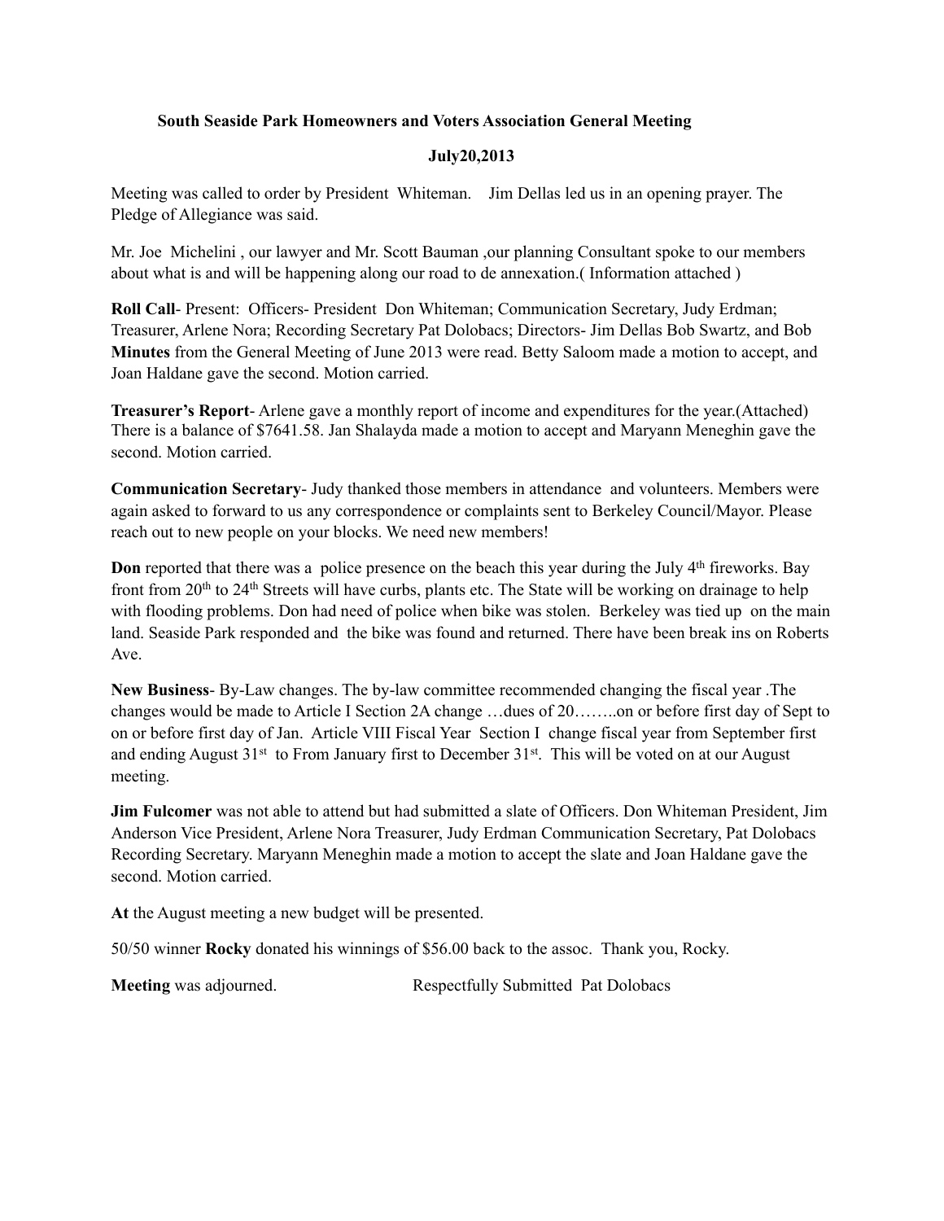**South Seaside Park Homeowners and Voters Association General Meeting**

**July20,2013**

Meeting was called to order by President Whiteman. Jim Dellas led us in an opening prayer. The Pledge of Allegiance was said.

Mr. Joe Michelini , our lawyer and Mr. Scott Bauman ,our planning Consultant spoke to our members about what is and will be happening along our road to de annexation.( Information attached )

**Roll Call**- Present: Officers- President Don Whiteman; Communication Secretary, Judy Erdman; Treasurer, Arlene Nora; Recording Secretary Pat Dolobacs; Directors- Jim Dellas Bob Swartz, and Bob
**Minutes** from the General Meeting of June 2013 were read. Betty Saloom made a motion to accept, and Joan Haldane gave the second. Motion carried.

**Treasurer's Report**- Arlene gave a monthly report of income and expenditures for the year.(Attached) There is a balance of $7641.58. Jan Shalayda made a motion to accept and Maryann Meneghin gave the second. Motion carried.

**Communication Secretary**- Judy thanked those members in attendance and volunteers. Members were again asked to forward to us any correspondence or complaints sent to Berkeley Council/Mayor. Please reach out to new people on your blocks. We need new members!

**Don** reported that there was a police presence on the beach this year during the July 4th fireworks. Bay front from 20th to 24th Streets will have curbs, plants etc. The State will be working on drainage to help with flooding problems. Don had need of police when bike was stolen. Berkeley was tied up on the main land. Seaside Park responded and the bike was found and returned. There have been break ins on Roberts Ave.

**New Business**- By-Law changes. The by-law committee recommended changing the fiscal year .The changes would be made to Article I Section 2A change …dues of 20……..on or before first day of Sept to on or before first day of Jan. Article VIII Fiscal Year Section I change fiscal year from September first and ending August 31st to From January first to December 31st. This will be voted on at our August meeting.

**Jim Fulcomer** was not able to attend but had submitted a slate of Officers. Don Whiteman President, Jim Anderson Vice President, Arlene Nora Treasurer, Judy Erdman Communication Secretary, Pat Dolobacs Recording Secretary. Maryann Meneghin made a motion to accept the slate and Joan Haldane gave the second. Motion carried.

**At** the August meeting a new budget will be presented.

50/50 winner **Rocky** donated his winnings of $56.00 back to the assoc. Thank you, Rocky.

**Meeting** was adjourned. Respectfully Submitted Pat Dolobacs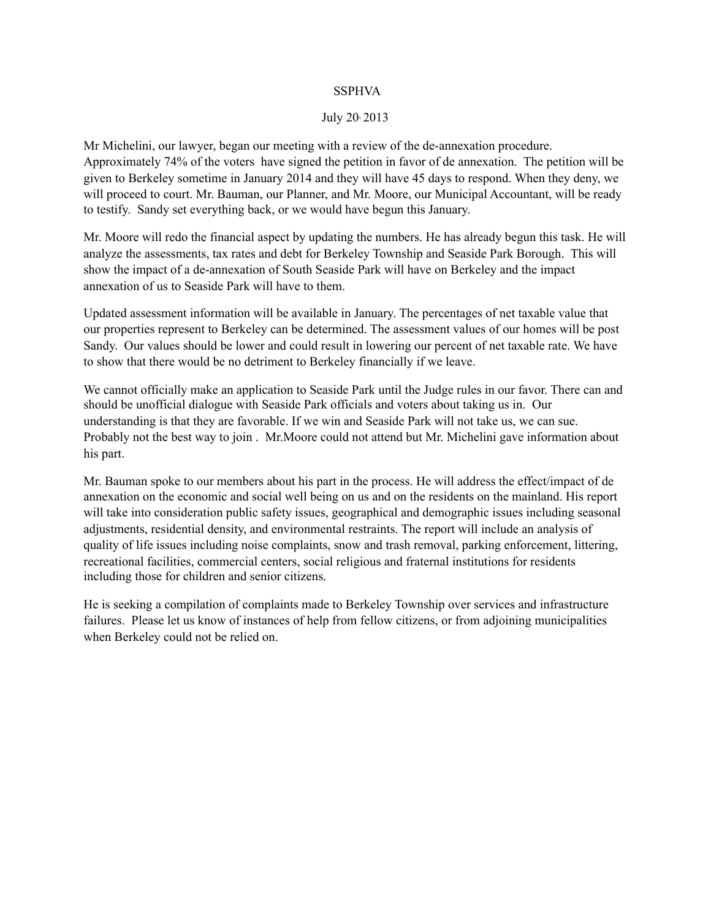SSPHVA

July 20, 2013

Mr Michelini, our lawyer, began our meeting with a review of the de-annexation procedure. Approximately 74% of the voters have signed the petition in favor of de annexation. The petition will be given to Berkeley sometime in January 2014 and they will have 45 days to respond. When they deny, we will proceed to court. Mr. Bauman, our Planner, and Mr. Moore, our Municipal Accountant, will be ready to testify. Sandy set everything back, or we would have begun this January.

Mr. Moore will redo the financial aspect by updating the numbers. He has already begun this task. He will analyze the assessments, tax rates and debt for Berkeley Township and Seaside Park Borough. This will show the impact of a de-annexation of South Seaside Park will have on Berkeley and the impact annexation of us to Seaside Park will have to them.

Updated assessment information will be available in January. The percentages of net taxable value that our properties represent to Berkeley can be determined. The assessment values of our homes will be post Sandy. Our values should be lower and could result in lowering our percent of net taxable rate. We have to show that there would be no detriment to Berkeley financially if we leave.

We cannot officially make an application to Seaside Park until the Judge rules in our favor. There can and should be unofficial dialogue with Seaside Park officials and voters about taking us in. Our understanding is that they are favorable. If we win and Seaside Park will not take us, we can sue. Probably not the best way to join . Mr.Moore could not attend but Mr. Michelini gave information about his part.

Mr. Bauman spoke to our members about his part in the process. He will address the effect/impact of de annexation on the economic and social well being on us and on the residents on the mainland. His report will take into consideration public safety issues, geographical and demographic issues including seasonal adjustments, residential density, and environmental restraints. The report will include an analysis of quality of life issues including noise complaints, snow and trash removal, parking enforcement, littering, recreational facilities, commercial centers, social religious and fraternal institutions for residents including those for children and senior citizens.

He is seeking a compilation of complaints made to Berkeley Township over services and infrastructure failures. Please let us know of instances of help from fellow citizens, or from adjoining municipalities when Berkeley could not be relied on.